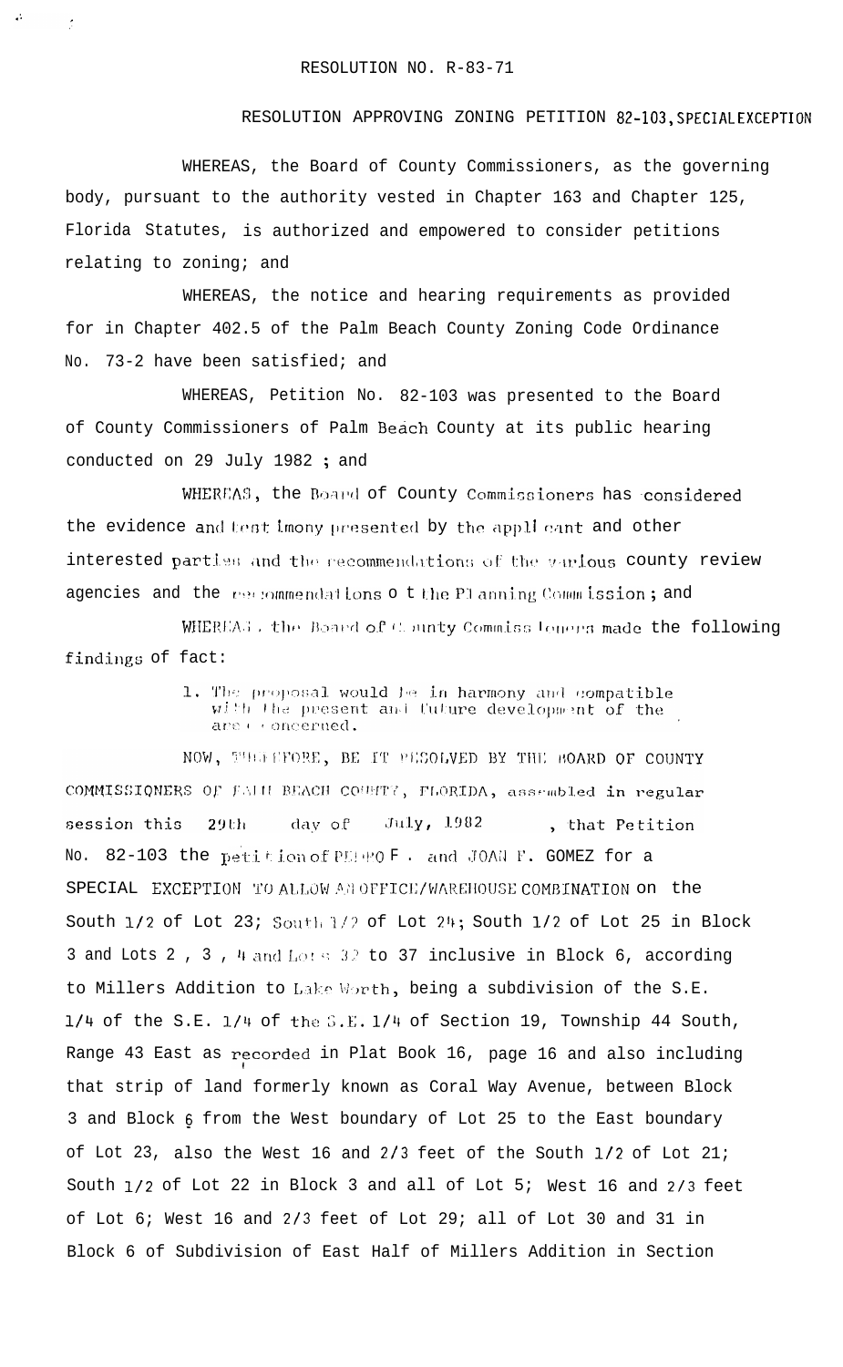RESOLUTION NO. R-83-71

RESOLUTION APPROVING ZONING PETITION 82-103, SPECIAL EXCEPTION

WHEREAS, the Board of County Commissioners, as the governing body, pursuant to the authority vested in Chapter 163 and Chapter 125, Florida Statutes, is authorized and empowered to consider petitions relating to zoning; and

WHEREAS, the notice and hearing requirements as provided for in Chapter 402.5 of the Palm Beach County Zoning Code Ordinance No. 73-2 have been satisfied; and

WHEREAS, Petition No. 82-103 was presented to the Board of County Commissioners of Palm Beach County at its public hearing conducted on 29 July 1982 ; and

WHEREAS, the Board of County Commissioners has considered the evidence and testimony presented by the applicant and other interested parties and the recommendations of the various county review agencies and the recommendations of the Planning Commission; and

WHEREAS, the Board of County Commissioners made the following findings of fact:

1. The proposal would be in harmony and compatible with the present and future development of the area concerned.

NOW, THEREFORE, BE IT RESOLVED BY THE BOARD OF COUNTY COMMISSIONERS OF PALM BEACH COUNTY, FLORIDA, assembled in regular session this 29th day of July, 1982, that Petition No. 82-103 the petition of PEDRO F. and JOAN F. GOMEZ for a SPECIAL EXCEPTION TO ALLOW AN OFFICE/WAREHOUSE COMBINATION on the South 1/2 of Lot 23; South 1/2 of Lot 24; South 1/2 of Lot 25 in Block 3 and Lots 2, 3, 4 and Lots 32 to 37 inclusive in Block 6, according to Millers Addition to Lake Worth, being a subdivision of the S.E. 1/4 of the S.E. 1/4 of the S.E. 1/4 of Section 19, Township 44 South, Range 43 East as recorded in Plat Book 16, page 16 and also including that strip of land formerly known as Coral Way Avenue, between Block 3 and Block 6 from the West boundary of Lot 25 to the East boundary of Lot 23, also the West 16 and 2/3 feet of the South 1/2 of Lot 21; South 1/2 of Lot 22 in Block 3 and all of Lot 5; West 16 and 2/3 feet of Lot 6; West 16 and 2/3 feet of Lot 29; all of Lot 30 and 31 in Block 6 of Subdivision of East Half of Millers Addition in Section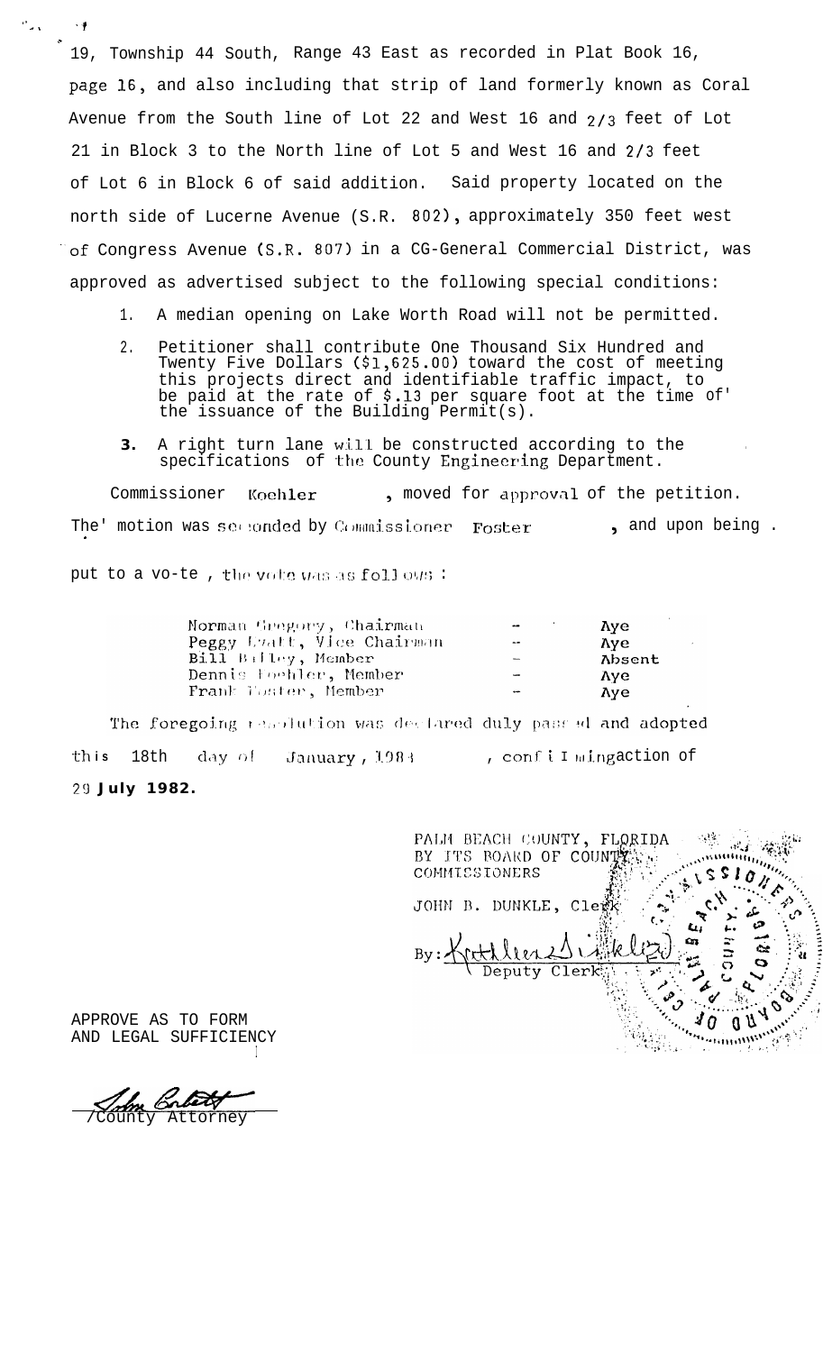19, Township 44 South, Range 43 East as recorded in Plat Book 16, page 16, and also including that strip of land formerly known as Coral Avenue from the South line of Lot 22 and West 16 and 2/3 feet of Lot 21 in Block 3 to the North line of Lot 5 and West 16 and 2/3 feet of Lot 6 in Block 6 of said addition. Said property located on the north side of Lucerne Avenue (S.R. 802), approximately 350 feet west of Congress Avenue (S.R. 807) in a CG-General Commercial District, was approved as advertised subject to the following special conditions:

1. A median opening on Lake Worth Road will not be permitted.
2. Petitioner shall contribute One Thousand Six Hundred and Twenty Five Dollars ($1,625.00) toward the cost of meeting this projects direct and identifiable traffic impact, to be paid at the rate of $.13 per square foot at the time of the issuance of the Building Permit(s).
3. A right turn lane will be constructed according to the specifications of the County Engineering Department.

Commissioner Koehler, moved for approval of the petition. The motion was seconded by Commissioner Foster, and upon being put to a vote, the vote was as follows:

| | | |
|---|---|---|
| Norman Gregory, Chairman | -- | Aye |
| Peggy Evatt, Vice Chairman | -- | Aye |
| Bill Bailey, Member | -- | Absent |
| Dennis Koehler, Member | -- | Aye |
| Frank Foster, Member | -- | Aye |

The foregoing resolution was declared duly passed and adopted this 18th day of January, 1983, confirming action of 29 July 1982.

PALM BEACH COUNTY, FLORIDA
BY ITS BOARD OF COUNTY COMMISSIONERS

JOHN B. DUNKLE, Clerk

By: Kathleen Sinkler
Deputy Clerk

APPROVE AS TO FORM AND LEGAL SUFFICIENCY

/County Attorney